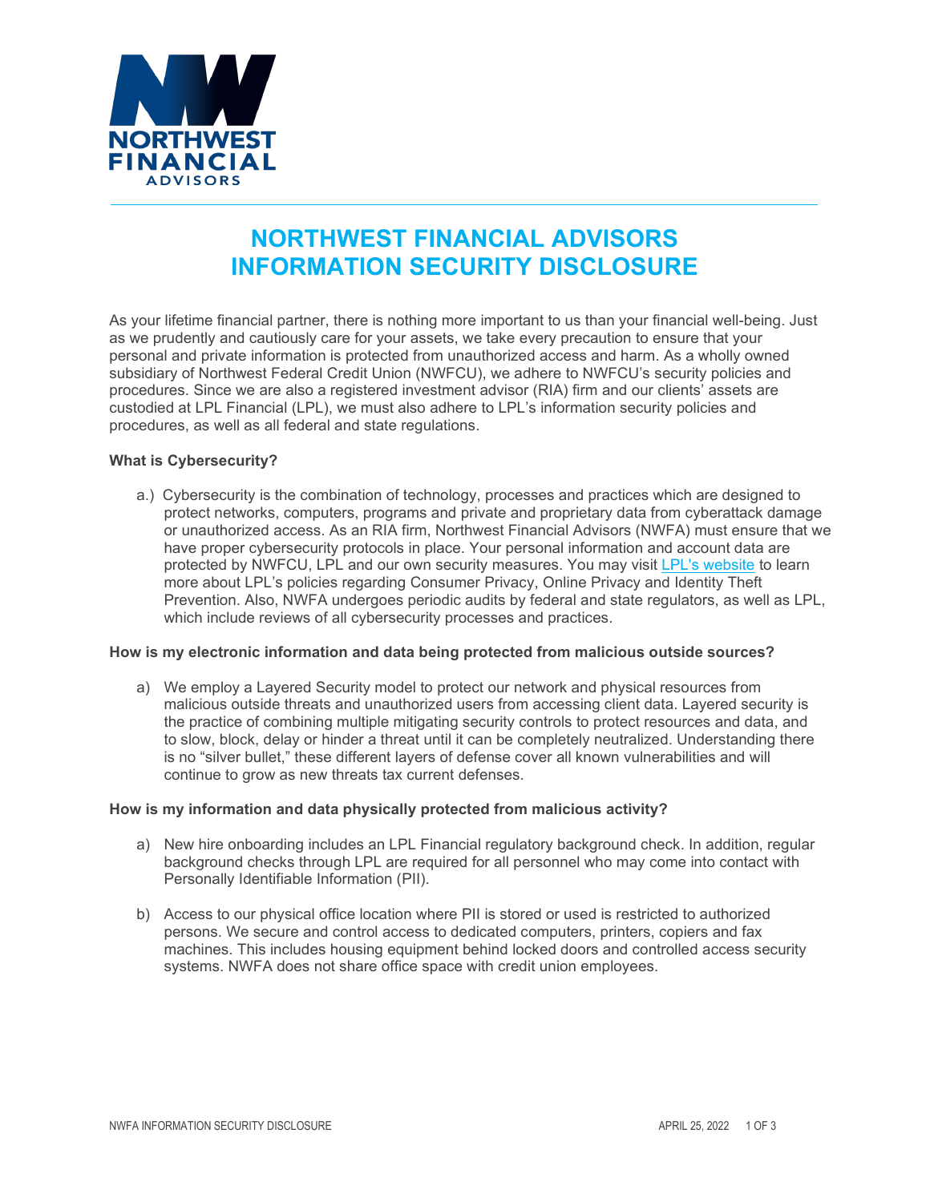# NORTHWEST FINANCIAL ADVISORS INFORMATION SECURITY DISCLOSURE

As your lifetime financial partner, there is nothing more important to us than your financial well-being. Just as we prudently and cautiously care for your assets, we take every precaution to ensure that your personal and private information is protected from unauthorized access and harm. As a wholly owned subsidiary of Northwest Federal Credit Union (NWFCU), we adhere to NWFCU's security policies and procedures. Since we are also a registered investment advisor (RIA) firm and our clients' assets are custodied at LPL Financial (LPL), we must also adhere to LPL's information security policies and procedures, as well as all federal and state regulations.

**What is Cybersecurity?**

a.) Cybersecurity is the combination of technology, processes and practices which are designed to protect networks, computers, programs and private and proprietary data from cyberattack damage or unauthorized access. As an RIA firm, Northwest Financial Advisors (NWFA) must ensure that we have proper cybersecurity protocols in place. Your personal information and account data are protected by NWFCU, LPL and our own security measures. You may visit LPL's website to learn more about LPL's policies regarding Consumer Privacy, Online Privacy and Identity Theft Prevention. Also, NWFA undergoes periodic audits by federal and state regulators, as well as LPL, which include reviews of all cybersecurity processes and practices.

**How is my electronic information and data being protected from malicious outside sources?**

a) We employ a Layered Security model to protect our network and physical resources from malicious outside threats and unauthorized users from accessing client data. Layered security is the practice of combining multiple mitigating security controls to protect resources and data, and to slow, block, delay or hinder a threat until it can be completely neutralized. Understanding there is no "silver bullet," these different layers of defense cover all known vulnerabilities and will continue to grow as new threats tax current defenses.

**How is my information and data physically protected from malicious activity?**

a) New hire onboarding includes an LPL Financial regulatory background check. In addition, regular background checks through LPL are required for all personnel who may come into contact with Personally Identifiable Information (PII).

b) Access to our physical office location where PII is stored or used is restricted to authorized persons. We secure and control access to dedicated computers, printers, copiers and fax machines. This includes housing equipment behind locked doors and controlled access security systems. NWFA does not share office space with credit union employees.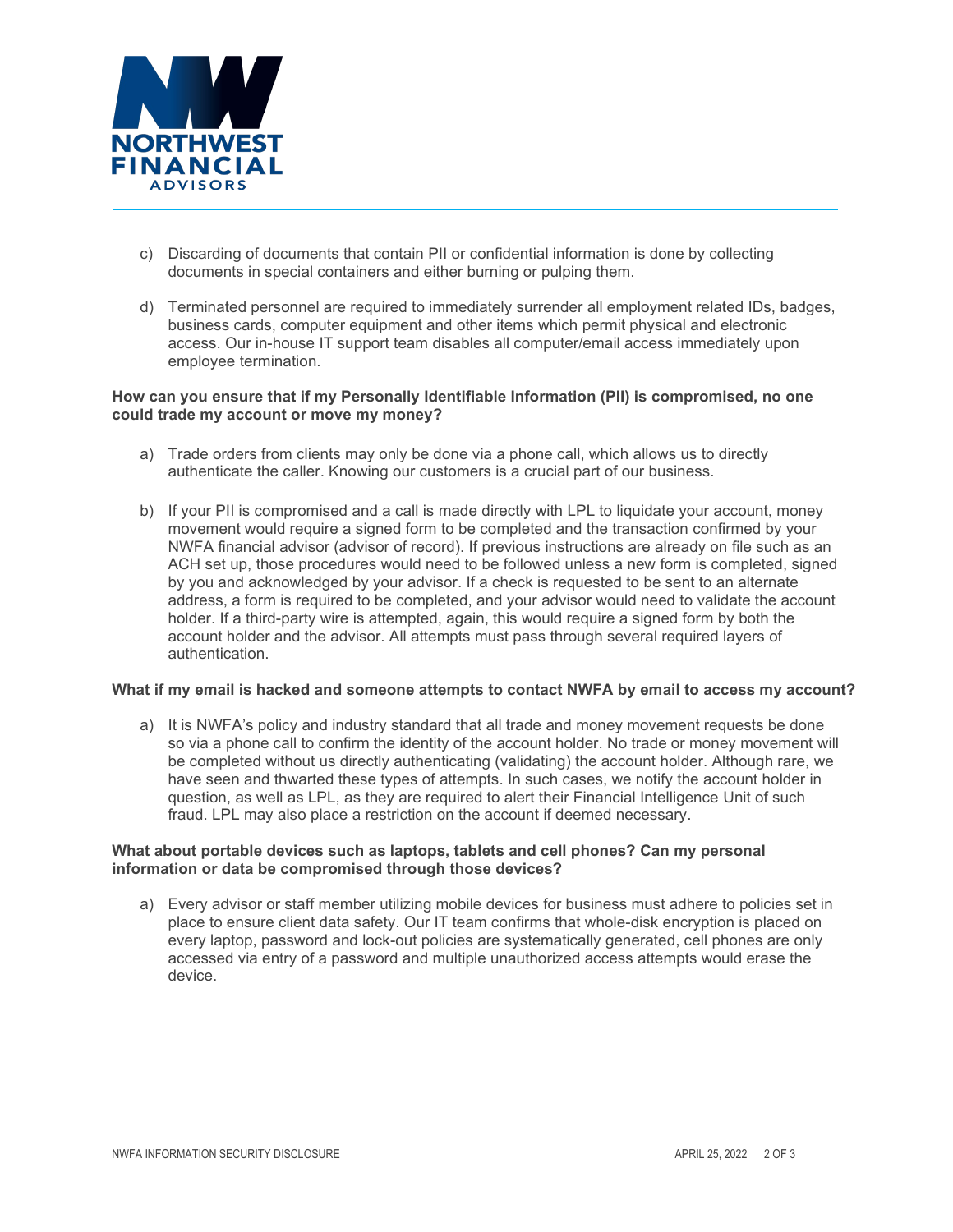c) Discarding of documents that contain PII or confidential information is done by collecting documents in special containers and either burning or pulping them.

d) Terminated personnel are required to immediately surrender all employment related IDs, badges, business cards, computer equipment and other items which permit physical and electronic access. Our in-house IT support team disables all computer/email access immediately upon employee termination.

**How can you ensure that if my Personally Identifiable Information (PII) is compromised, no one could trade my account or move my money?**

a) Trade orders from clients may only be done via a phone call, which allows us to directly authenticate the caller. Knowing our customers is a crucial part of our business.

b) If your PII is compromised and a call is made directly with LPL to liquidate your account, money movement would require a signed form to be completed and the transaction confirmed by your NWFA financial advisor (advisor of record). If previous instructions are already on file such as an ACH set up, those procedures would need to be followed unless a new form is completed, signed by you and acknowledged by your advisor. If a check is requested to be sent to an alternate address, a form is required to be completed, and your advisor would need to validate the account holder. If a third-party wire is attempted, again, this would require a signed form by both the account holder and the advisor. All attempts must pass through several required layers of authentication.

**What if my email is hacked and someone attempts to contact NWFA by email to access my account?**

a) It is NWFA's policy and industry standard that all trade and money movement requests be done so via a phone call to confirm the identity of the account holder. No trade or money movement will be completed without us directly authenticating (validating) the account holder. Although rare, we have seen and thwarted these types of attempts. In such cases, we notify the account holder in question, as well as LPL, as they are required to alert their Financial Intelligence Unit of such fraud. LPL may also place a restriction on the account if deemed necessary.

**What about portable devices such as laptops, tablets and cell phones? Can my personal information or data be compromised through those devices?**

a) Every advisor or staff member utilizing mobile devices for business must adhere to policies set in place to ensure client data safety. Our IT team confirms that whole-disk encryption is placed on every laptop, password and lock-out policies are systematically generated, cell phones are only accessed via entry of a password and multiple unauthorized access attempts would erase the device.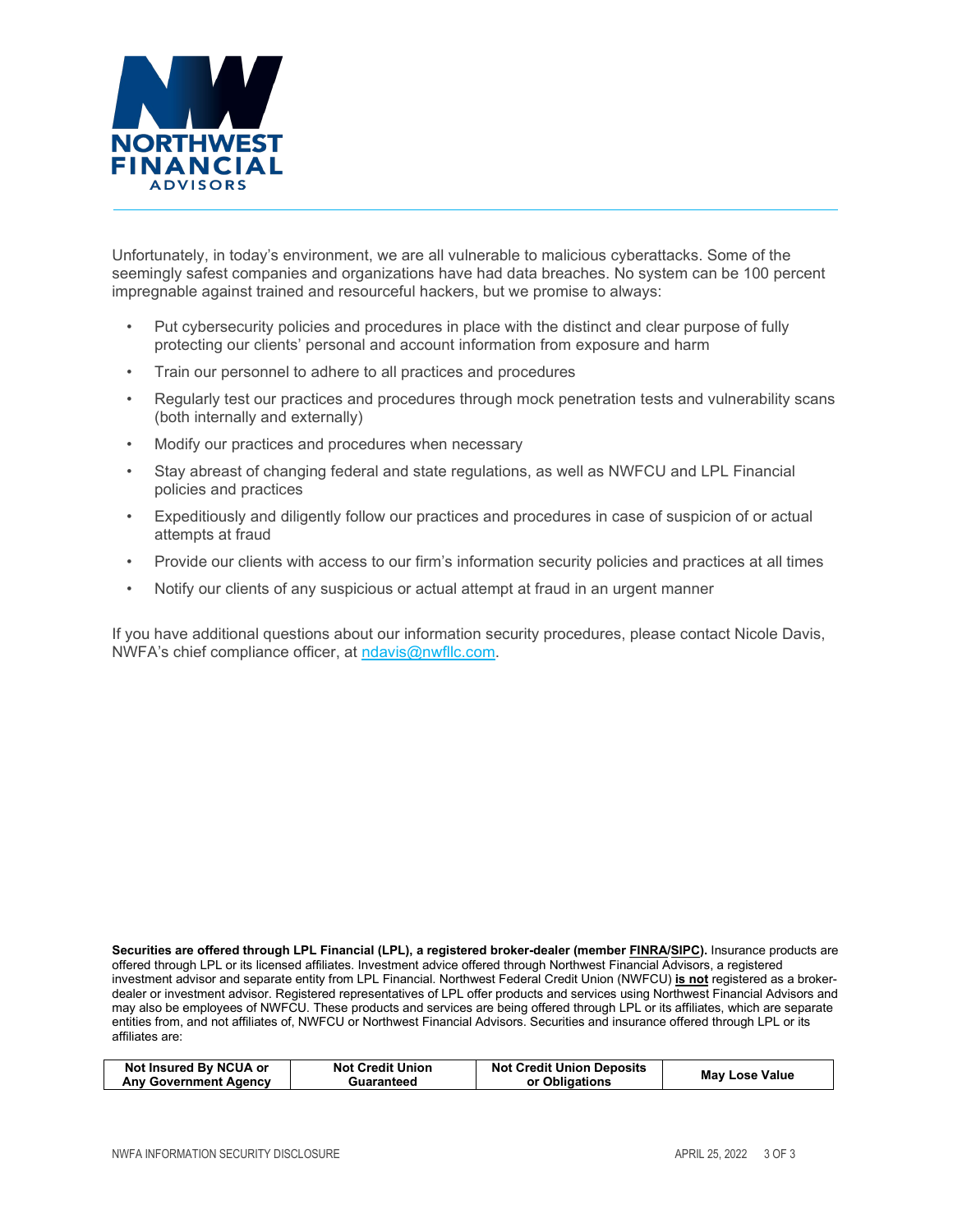Unfortunately, in today's environment, we are all vulnerable to malicious cyberattacks. Some of the seemingly safest companies and organizations have had data breaches. No system can be 100 percent impregnable against trained and resourceful hackers, but we promise to always:

- Put cybersecurity policies and procedures in place with the distinct and clear purpose of fully protecting our clients' personal and account information from exposure and harm
- Train our personnel to adhere to all practices and procedures
- Regularly test our practices and procedures through mock penetration tests and vulnerability scans (both internally and externally)
- Modify our practices and procedures when necessary
- Stay abreast of changing federal and state regulations, as well as NWFCU and LPL Financial policies and practices
- Expeditiously and diligently follow our practices and procedures in case of suspicion of or actual attempts at fraud
- Provide our clients with access to our firm's information security policies and practices at all times
- Notify our clients of any suspicious or actual attempt at fraud in an urgent manner

If you have additional questions about our information security procedures, please contact Nicole Davis, NWFA's chief compliance officer, at ndavis@nwfllc.com.

**Securities are offered through LPL Financial (LPL), a registered broker-dealer (member FINRA/SIPC).** Insurance products are offered through LPL or its licensed affiliates. Investment advice offered through Northwest Financial Advisors, a registered investment advisor and separate entity from LPL Financial. Northwest Federal Credit Union (NWFCU) **is not** registered as a broker-dealer or investment advisor. Registered representatives of LPL offer products and services using Northwest Financial Advisors and may also be employees of NWFCU. These products and services are being offered through LPL or its affiliates, which are separate entities from, and not affiliates of, NWFCU or Northwest Financial Advisors. Securities and insurance offered through LPL or its affiliates are:

| **Not Insured By NCUA or Any Government Agency** | **Not Credit Union Guaranteed** | **Not Credit Union Deposits or Obligations** | **May Lose Value** |
|---|---|---|---|